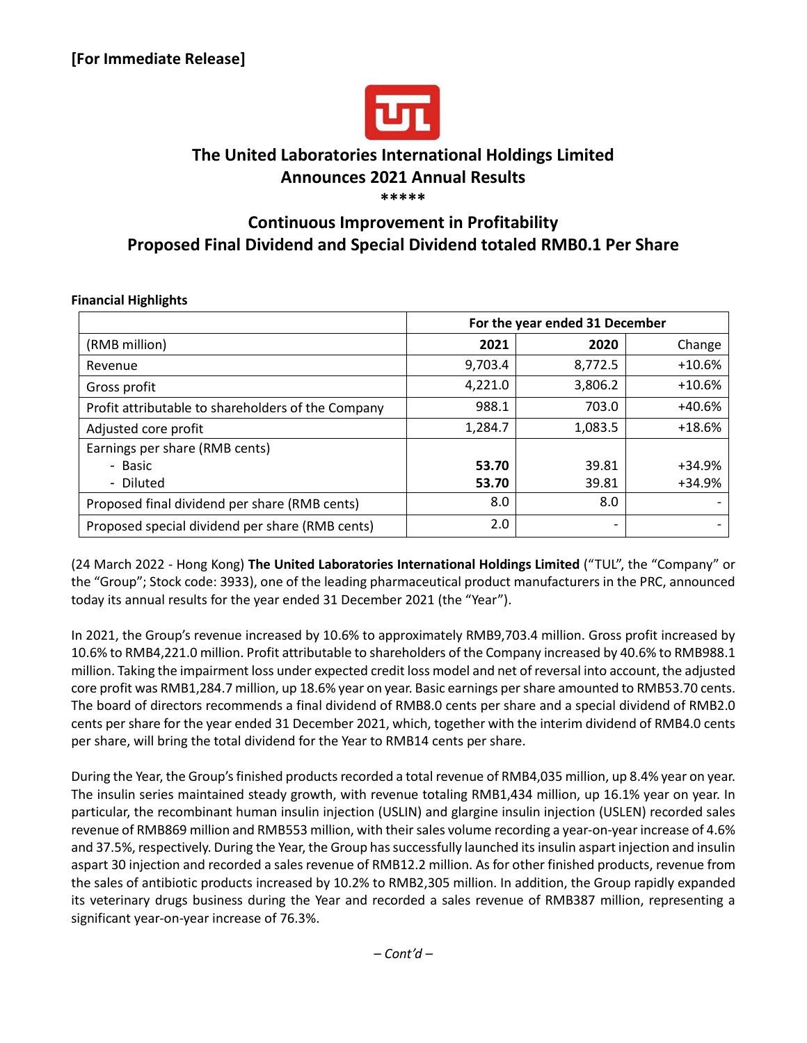**[For Immediate Release]**

# The United Laboratories International Holdings Limited Announces 2021 Annual Results

*****

## Continuous Improvement in Profitability
## Proposed Final Dividend and Special Dividend totaled RMB0.1 Per Share

**Financial Highlights**

| | For the year ended 31 December | | |
|---|---|---|---|
| (RMB million) | **2021** | **2020** | Change |
| Revenue | 9,703.4 | 8,772.5 | +10.6% |
| Gross profit | 4,221.0 | 3,806.2 | +10.6% |
| Profit attributable to shareholders of the Company | 988.1 | 703.0 | +40.6% |
| Adjusted core profit | 1,284.7 | 1,083.5 | +18.6% |
| Earnings per share (RMB cents) | | | |
| - Basic | **53.70** | 39.81 | +34.9% |
| - Diluted | **53.70** | 39.81 | +34.9% |
| Proposed final dividend per share (RMB cents) | 8.0 | 8.0 | - |
| Proposed special dividend per share (RMB cents) | 2.0 | - | - |

(24 March 2022 - Hong Kong) **The United Laboratories International Holdings Limited** ("TUL", the "Company" or the "Group"; Stock code: 3933), one of the leading pharmaceutical product manufacturers in the PRC, announced today its annual results for the year ended 31 December 2021 (the "Year").

In 2021, the Group's revenue increased by 10.6% to approximately RMB9,703.4 million. Gross profit increased by 10.6% to RMB4,221.0 million. Profit attributable to shareholders of the Company increased by 40.6% to RMB988.1 million. Taking the impairment loss under expected credit loss model and net of reversal into account, the adjusted core profit was RMB1,284.7 million, up 18.6% year on year. Basic earnings per share amounted to RMB53.70 cents. The board of directors recommends a final dividend of RMB8.0 cents per share and a special dividend of RMB2.0 cents per share for the year ended 31 December 2021, which, together with the interim dividend of RMB4.0 cents per share, will bring the total dividend for the Year to RMB14 cents per share.

During the Year, the Group's finished products recorded a total revenue of RMB4,035 million, up 8.4% year on year. The insulin series maintained steady growth, with revenue totaling RMB1,434 million, up 16.1% year on year. In particular, the recombinant human insulin injection (USLIN) and glargine insulin injection (USLEN) recorded sales revenue of RMB869 million and RMB553 million, with their sales volume recording a year-on-year increase of 4.6% and 37.5%, respectively. During the Year, the Group has successfully launched its insulin aspart injection and insulin aspart 30 injection and recorded a sales revenue of RMB12.2 million. As for other finished products, revenue from the sales of antibiotic products increased by 10.2% to RMB2,305 million. In addition, the Group rapidly expanded its veterinary drugs business during the Year and recorded a sales revenue of RMB387 million, representing a significant year-on-year increase of 76.3%.

*– Cont'd –*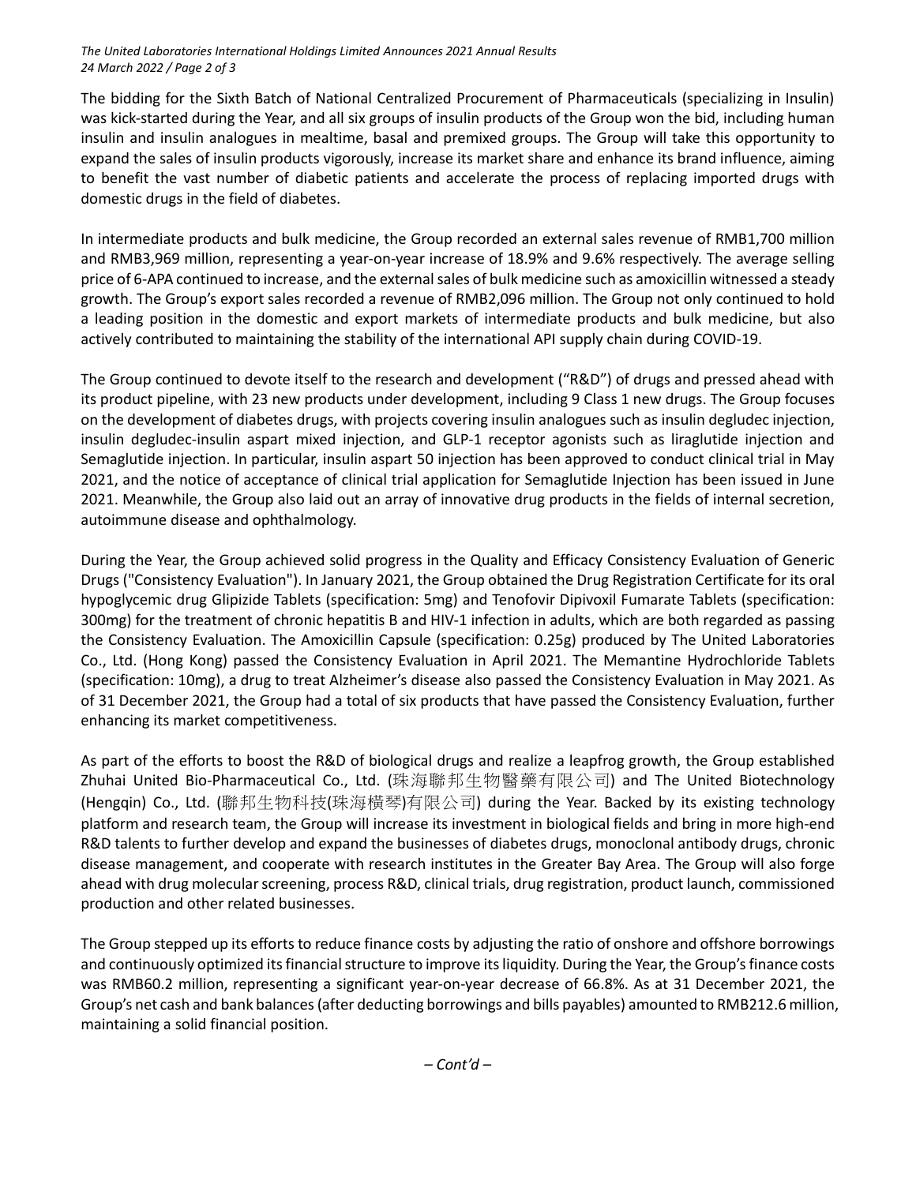The bidding for the Sixth Batch of National Centralized Procurement of Pharmaceuticals (specializing in Insulin) was kick-started during the Year, and all six groups of insulin products of the Group won the bid, including human insulin and insulin analogues in mealtime, basal and premixed groups. The Group will take this opportunity to expand the sales of insulin products vigorously, increase its market share and enhance its brand influence, aiming to benefit the vast number of diabetic patients and accelerate the process of replacing imported drugs with domestic drugs in the field of diabetes.

In intermediate products and bulk medicine, the Group recorded an external sales revenue of RMB1,700 million and RMB3,969 million, representing a year-on-year increase of 18.9% and 9.6% respectively. The average selling price of 6-APA continued to increase, and the external sales of bulk medicine such as amoxicillin witnessed a steady growth. The Group's export sales recorded a revenue of RMB2,096 million. The Group not only continued to hold a leading position in the domestic and export markets of intermediate products and bulk medicine, but also actively contributed to maintaining the stability of the international API supply chain during COVID-19.

The Group continued to devote itself to the research and development ("R&D") of drugs and pressed ahead with its product pipeline, with 23 new products under development, including 9 Class 1 new drugs. The Group focuses on the development of diabetes drugs, with projects covering insulin analogues such as insulin degludec injection, insulin degludec-insulin aspart mixed injection, and GLP-1 receptor agonists such as liraglutide injection and Semaglutide injection. In particular, insulin aspart 50 injection has been approved to conduct clinical trial in May 2021, and the notice of acceptance of clinical trial application for Semaglutide Injection has been issued in June 2021. Meanwhile, the Group also laid out an array of innovative drug products in the fields of internal secretion, autoimmune disease and ophthalmology.

During the Year, the Group achieved solid progress in the Quality and Efficacy Consistency Evaluation of Generic Drugs ("Consistency Evaluation"). In January 2021, the Group obtained the Drug Registration Certificate for its oral hypoglycemic drug Glipizide Tablets (specification: 5mg) and Tenofovir Dipivoxil Fumarate Tablets (specification: 300mg) for the treatment of chronic hepatitis B and HIV-1 infection in adults, which are both regarded as passing the Consistency Evaluation. The Amoxicillin Capsule (specification: 0.25g) produced by The United Laboratories Co., Ltd. (Hong Kong) passed the Consistency Evaluation in April 2021. The Memantine Hydrochloride Tablets (specification: 10mg), a drug to treat Alzheimer's disease also passed the Consistency Evaluation in May 2021. As of 31 December 2021, the Group had a total of six products that have passed the Consistency Evaluation, further enhancing its market competitiveness.

As part of the efforts to boost the R&D of biological drugs and realize a leapfrog growth, the Group established Zhuhai United Bio-Pharmaceutical Co., Ltd. (珠海聯邦生物醫藥有限公司) and The United Biotechnology (Hengqin) Co., Ltd. (聯邦生物科技(珠海橫琴)有限公司) during the Year. Backed by its existing technology platform and research team, the Group will increase its investment in biological fields and bring in more high-end R&D talents to further develop and expand the businesses of diabetes drugs, monoclonal antibody drugs, chronic disease management, and cooperate with research institutes in the Greater Bay Area. The Group will also forge ahead with drug molecular screening, process R&D, clinical trials, drug registration, product launch, commissioned production and other related businesses.

The Group stepped up its efforts to reduce finance costs by adjusting the ratio of onshore and offshore borrowings and continuously optimized its financial structure to improve its liquidity. During the Year, the Group's finance costs was RMB60.2 million, representing a significant year-on-year decrease of 66.8%. As at 31 December 2021, the Group's net cash and bank balances (after deducting borrowings and bills payables) amounted to RMB212.6 million, maintaining a solid financial position.

*– Cont'd –*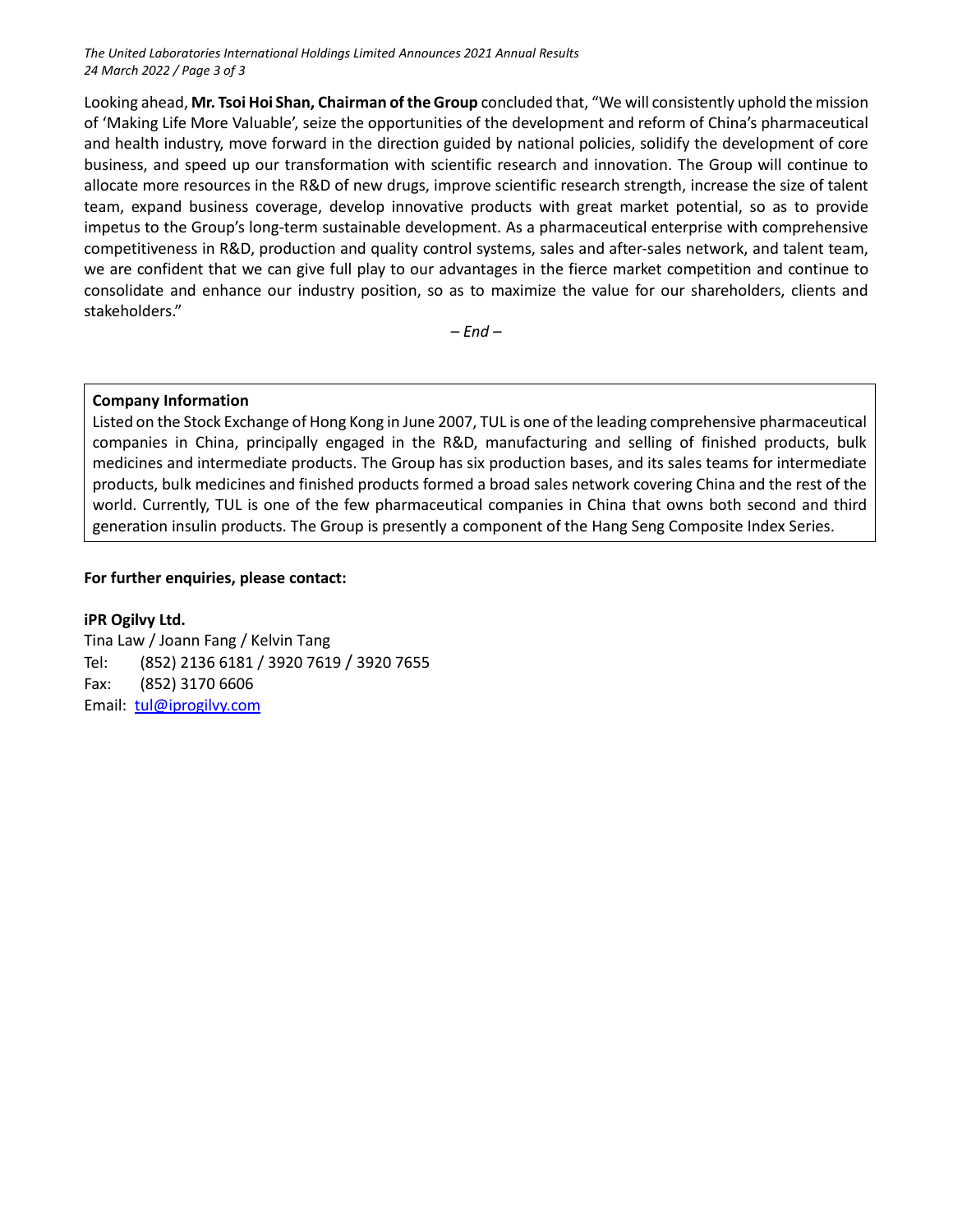Looking ahead, **Mr. Tsoi Hoi Shan, Chairman of the Group** concluded that, "We will consistently uphold the mission of 'Making Life More Valuable', seize the opportunities of the development and reform of China's pharmaceutical and health industry, move forward in the direction guided by national policies, solidify the development of core business, and speed up our transformation with scientific research and innovation. The Group will continue to allocate more resources in the R&D of new drugs, improve scientific research strength, increase the size of talent team, expand business coverage, develop innovative products with great market potential, so as to provide impetus to the Group's long-term sustainable development. As a pharmaceutical enterprise with comprehensive competitiveness in R&D, production and quality control systems, sales and after-sales network, and talent team, we are confident that we can give full play to our advantages in the fierce market competition and continue to consolidate and enhance our industry position, so as to maximize the value for our shareholders, clients and stakeholders."

*– End –*

**Company Information**

Listed on the Stock Exchange of Hong Kong in June 2007, TUL is one of the leading comprehensive pharmaceutical companies in China, principally engaged in the R&D, manufacturing and selling of finished products, bulk medicines and intermediate products. The Group has six production bases, and its sales teams for intermediate products, bulk medicines and finished products formed a broad sales network covering China and the rest of the world. Currently, TUL is one of the few pharmaceutical companies in China that owns both second and third generation insulin products. The Group is presently a component of the Hang Seng Composite Index Series.

**For further enquiries, please contact:**

**iPR Ogilvy Ltd.**

Tina Law / Joann Fang / Kelvin Tang

Tel: (852) 2136 6181 / 3920 7619 / 3920 7655

Fax: (852) 3170 6606

Email: tul@iprogilvy.com